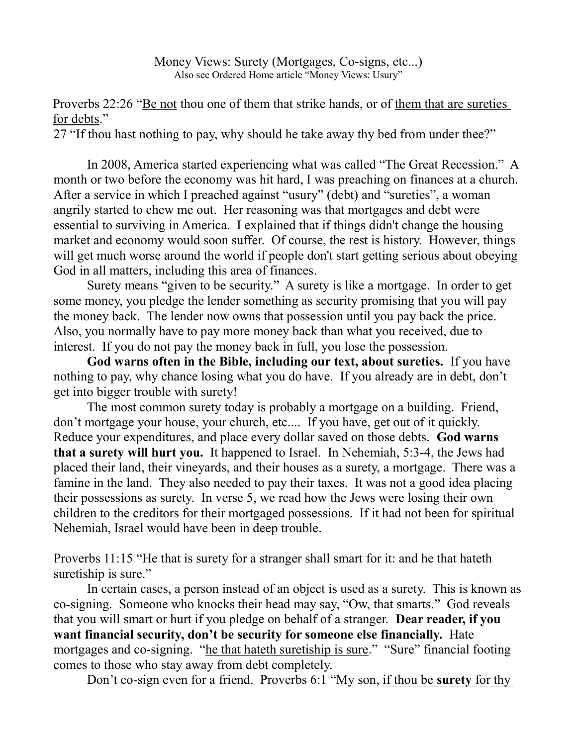# Money Views: Surety (Mortgages, Co-signs, etc...)

Also see Ordered Home article "Money Views: Usury"

Proverbs 22:26 "<u>Be not</u> thou one of them that strike hands, or of <u>them that are sureties for debts</u>."
27 "If thou hast nothing to pay, why should he take away thy bed from under thee?"

In 2008, America started experiencing what was called "The Great Recession." A month or two before the economy was hit hard, I was preaching on finances at a church. After a service in which I preached against "usury" (debt) and "sureties", a woman angrily started to chew me out. Her reasoning was that mortgages and debt were essential to surviving in America. I explained that if things didn't change the housing market and economy would soon suffer. Of course, the rest is history. However, things will get much worse around the world if people don't start getting serious about obeying God in all matters, including this area of finances.

Surety means "given to be security." A surety is like a mortgage. In order to get some money, you pledge the lender something as security promising that you will pay the money back. The lender now owns that possession until you pay back the price. Also, you normally have to pay more money back than what you received, due to interest. If you do not pay the money back in full, you lose the possession.

**God warns often in the Bible, including our text, about sureties.** If you have nothing to pay, why chance losing what you do have. If you already are in debt, don't get into bigger trouble with surety!

The most common surety today is probably a mortgage on a building. Friend, don't mortgage your house, your church, etc.... If you have, get out of it quickly. Reduce your expenditures, and place every dollar saved on those debts. **God warns that a surety will hurt you.** It happened to Israel. In Nehemiah, 5:3-4, the Jews had placed their land, their vineyards, and their houses as a surety, a mortgage. There was a famine in the land. They also needed to pay their taxes. It was not a good idea placing their possessions as surety. In verse 5, we read how the Jews were losing their own children to the creditors for their mortgaged possessions. If it had not been for spiritual Nehemiah, Israel would have been in deep trouble.

Proverbs 11:15 "He that is surety for a stranger shall smart for it: and he that hateth suretiship is sure."

In certain cases, a person instead of an object is used as a surety. This is known as co-signing. Someone who knocks their head may say, "Ow, that smarts." God reveals that you will smart or hurt if you pledge on behalf of a stranger. **Dear reader, if you want financial security, don't be security for someone else financially.** Hate mortgages and co-signing. "<u>he that hateth suretiship is sure</u>." "Sure" financial footing comes to those who stay away from debt completely.

Don't co-sign even for a friend. Proverbs 6:1 "My son, <u>if thou be **surety** for thy</u>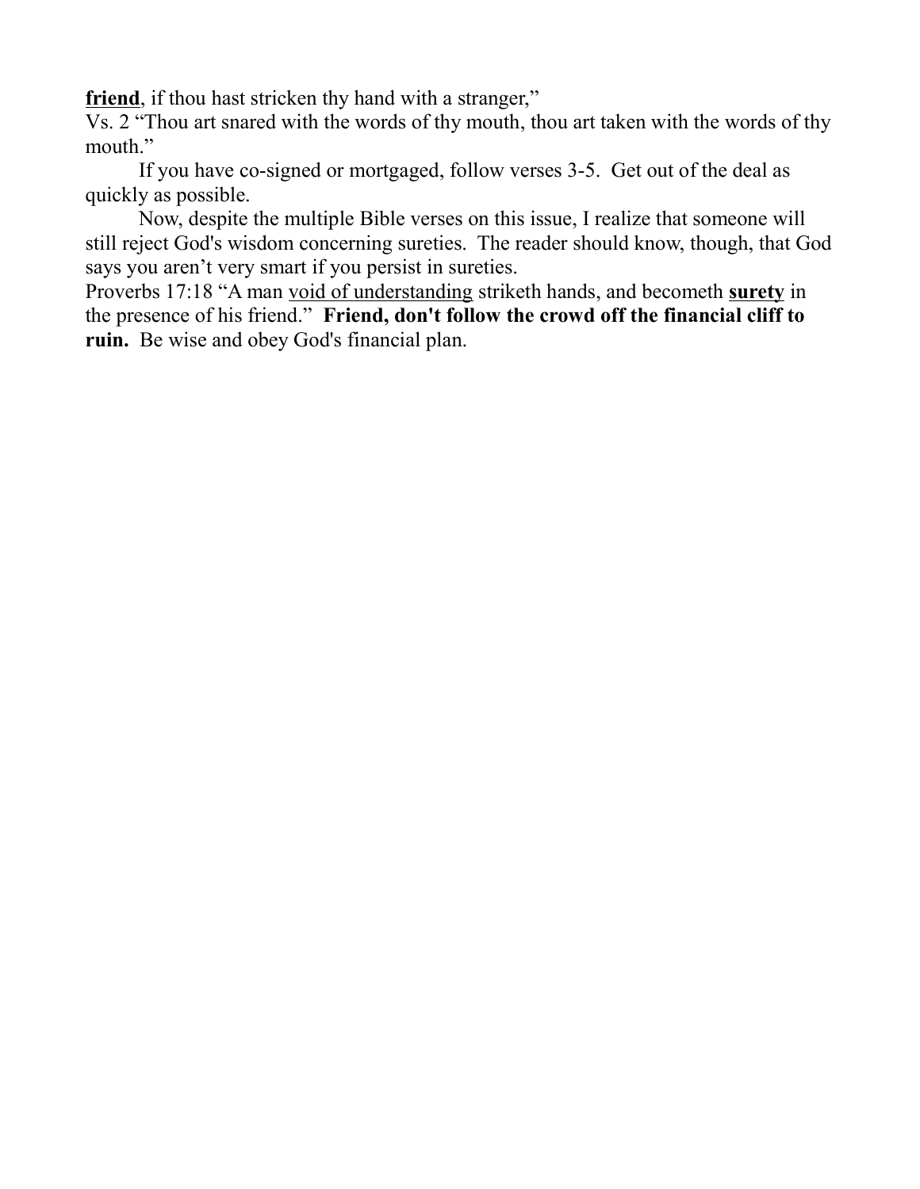**friend**, if thou hast stricken thy hand with a stranger,"
Vs. 2 "Thou art snared with the words of thy mouth, thou art taken with the words of thy mouth."

If you have co-signed or mortgaged, follow verses 3-5. Get out of the deal as quickly as possible.

Now, despite the multiple Bible verses on this issue, I realize that someone will still reject God's wisdom concerning sureties. The reader should know, though, that God says you aren't very smart if you persist in sureties.

Proverbs 17:18 "A man <u>void of understanding</u> striketh hands, and becometh **surety** in the presence of his friend." **Friend, don't follow the crowd off the financial cliff to ruin.** Be wise and obey God's financial plan.